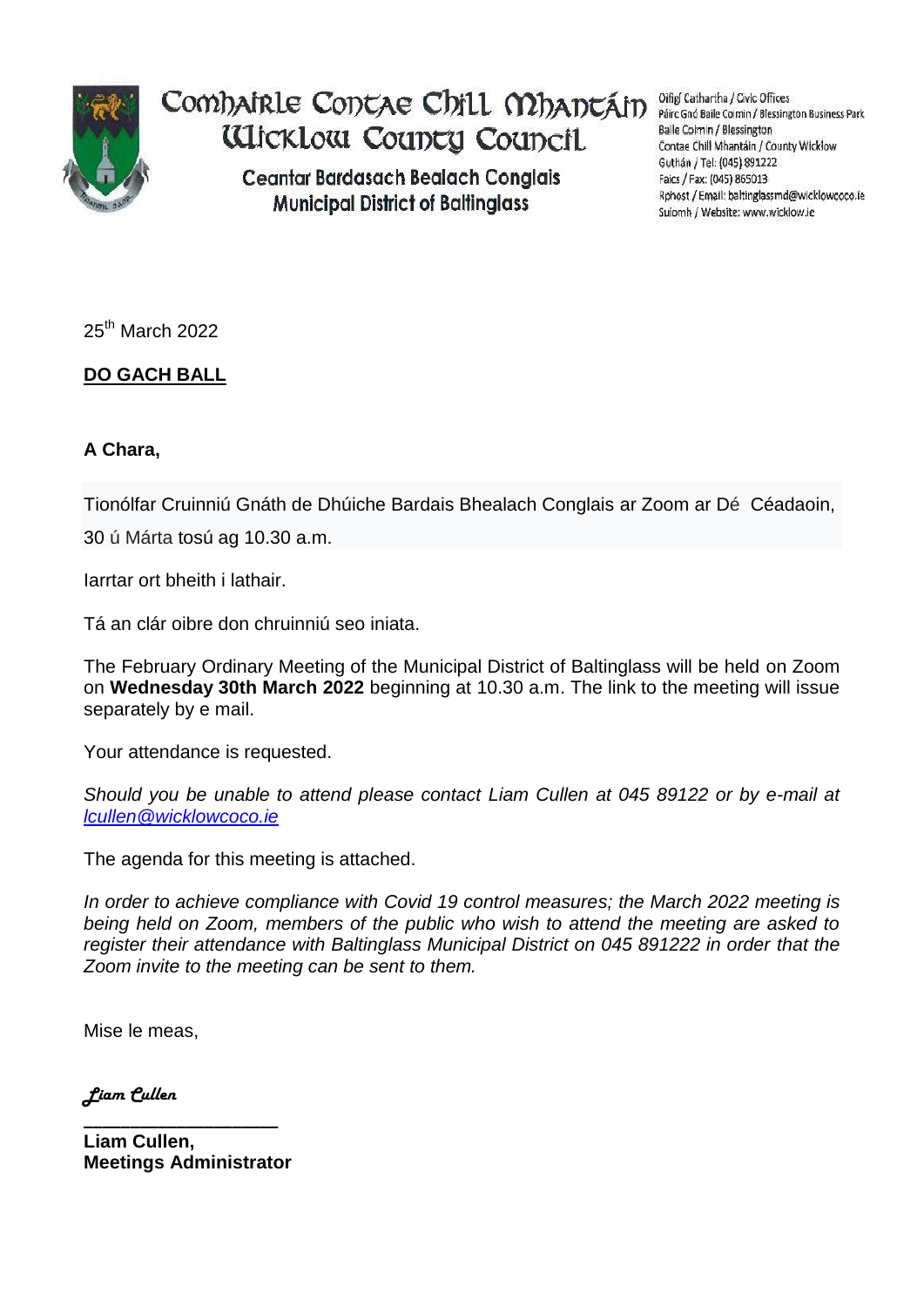# Comhairle Contae Chill Mhantáin
# Wicklow County Council

**Ceantar Bardasach Bealach Conglais**
**Municipal District of Baltinglass**

Oifigí Cathartha / Civic Offices
Páirc Gnó Baile Coimin / Blessington Business Park
Baile Coimin / Blessington
Contae Chill Mhantáin / County Wicklow
Guthán / Tel: (045) 891222
Faics / Fax: (045) 865013
Rphost / Email: baltinglassmd@wicklowcoco.ie
Suíomh / Website: www.wicklow.ie

25th March 2022

**DO GACH BALL**

**A Chara,**

Tionólfar Cruinniú Gnáth de Dhúiche Bardais Bhealach Conglais ar Zoom ar Dé Céadaoin, 30 ú Márta tosú ag 10.30 a.m.

Iarrtar ort bheith i lathair.

Tá an clár oibre don chruinniú seo iniata.

The February Ordinary Meeting of the Municipal District of Baltinglass will be held on Zoom on **Wednesday 30th March 2022** beginning at 10.30 a.m. The link to the meeting will issue separately by e mail.

Your attendance is requested.

*Should you be unable to attend please contact Liam Cullen at 045 89122 or by e-mail at lcullen@wicklowcoco.ie*

The agenda for this meeting is attached.

*In order to achieve compliance with Covid 19 control measures; the March 2022 meeting is being held on Zoom, members of the public who wish to attend the meeting are asked to register their attendance with Baltinglass Municipal District on 045 891222 in order that the Zoom invite to the meeting can be sent to them.*

Mise le meas,

*Liam Cullen*

**Liam Cullen,**
**Meetings Administrator**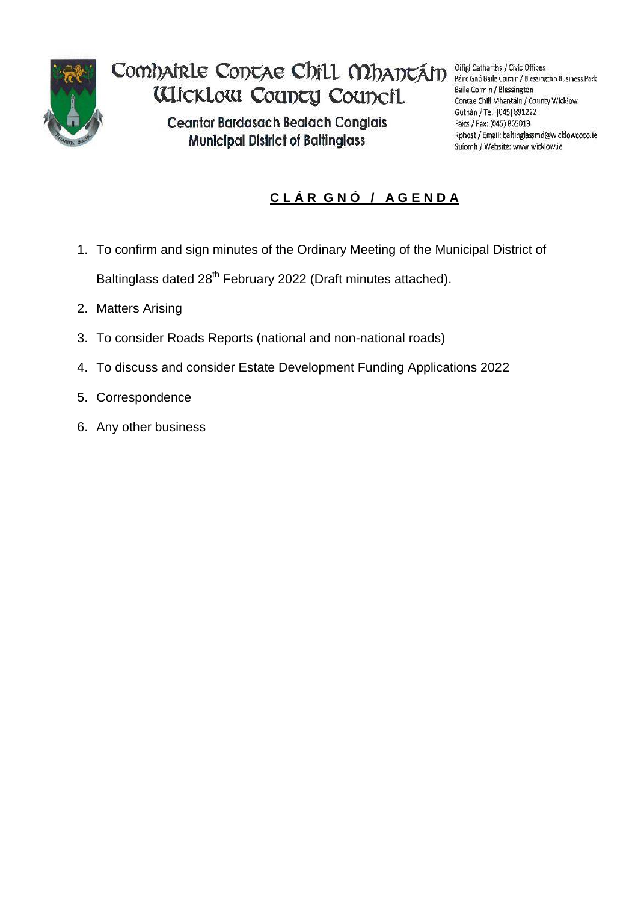# Comhairle Contae Chill Mhantáin
# Wicklow County Council

**Ceantar Bardasach Bealach Conglais**
**Municipal District of Baltinglass**

Oifigí Cathartha / Civic Offices
Páirc Gnó Baile Coimín / Blessington Business Park
Baile Coimín / Blessington
Contae Chill Mhantáin / County Wicklow
Guthán / Tel: (045) 891222
Faics / Fax: (045) 865013
Rphost / Email: baltinglassmd@wicklowcoco.ie
Suíomh / Website: www.wicklow.ie

## C L Á R G N Ó / A G E N D A

1. To confirm and sign minutes of the Ordinary Meeting of the Municipal District of Baltinglass dated 28th February 2022 (Draft minutes attached).
2. Matters Arising
3. To consider Roads Reports (national and non-national roads)
4. To discuss and consider Estate Development Funding Applications 2022
5. Correspondence
6. Any other business